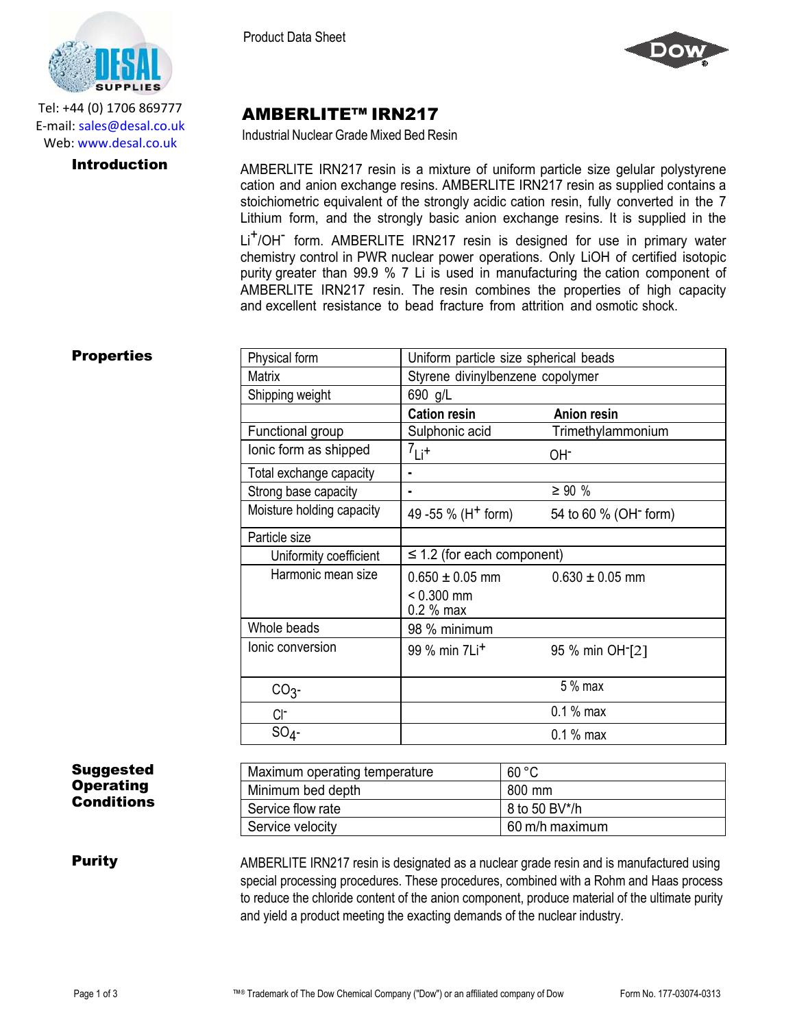Tel: +44 (0) 1706 869777
E-mail: sales@desal.co.uk
Web: www.desal.co.uk

Product Data Sheet

# AMBERLITE™ IRN217

Industrial Nuclear Grade Mixed Bed Resin

## Introduction

AMBERLITE IRN217 resin is a mixture of uniform particle size gelular polystyrene cation and anion exchange resins. AMBERLITE IRN217 resin as supplied contains a stoichiometric equivalent of the strongly acidic cation resin, fully converted in the 7 Lithium form, and the strongly basic anion exchange resins. It is supplied in the $Li^+/OH^-$ form. AMBERLITE IRN217 resin is designed for use in primary water chemistry control in PWR nuclear power operations. Only LiOH of certified isotopic purity greater than 99.9 % 7 Li is used in manufacturing the cation component of AMBERLITE IRN217 resin. The resin combines the properties of high capacity and excellent resistance to bead fracture from attrition and osmotic shock.

## Properties

| | | |
|---|---|---|
| Physical form | Uniform particle size spherical beads | |
| Matrix | Styrene divinylbenzene copolymer | |
| Shipping weight | 690 g/L | |
| | **Cation resin** | **Anion resin** |
| Functional group | Sulphonic acid | Trimethylammonium |
| Ionic form as shipped | $^7Li^+$ | $OH^-$ |
| Total exchange capacity | - | |
| Strong base capacity | - | ≥ 90 % |
| Moisture holding capacity | 49 -55 % ($H^+$ form) | 54 to 60 % ($OH^-$ form) |
| Particle size | | |
| Uniformity coefficient | ≤ 1.2 (for each component) | |
| Harmonic mean size | 0.650 ± 0.05 mm<br>< 0.300 mm<br>0.2 % max | 0.630 ± 0.05 mm |
| Whole beads | 98 % minimum | |
| Ionic conversion | 99 % min $7Li^+$ | 95 % min $OH^-$[2] |
| $CO_3$- | | 5 % max |
| $Cl^-$ | | 0.1 % max |
| $SO_4$- | | 0.1 % max |

## Suggested Operating Conditions

| | |
|---|---|
| Maximum operating temperature | 60 °C |
| Minimum bed depth | 800 mm |
| Service flow rate | 8 to 50 BV*/h |
| Service velocity | 60 m/h maximum |

## Purity

AMBERLITE IRN217 resin is designated as a nuclear grade resin and is manufactured using special processing procedures. These procedures, combined with a Rohm and Haas process to reduce the chloride content of the anion component, produce material of the ultimate purity and yield a product meeting the exacting demands of the nuclear industry.

™® Trademark of The Dow Chemical Company ("Dow") or an affiliated company of Dow — Form No. 177-03074-0313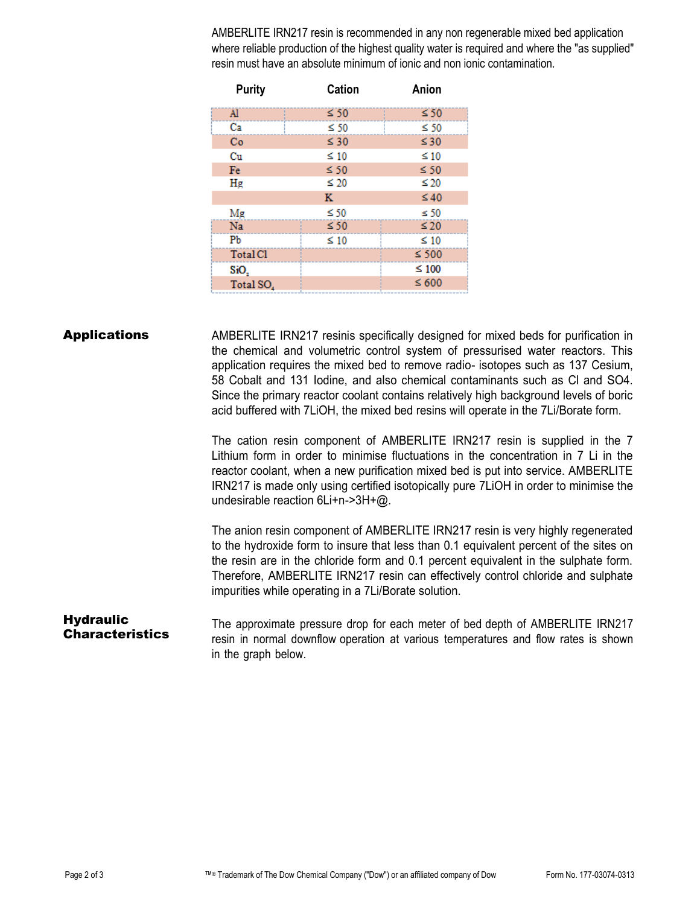AMBERLITE IRN217 resin is recommended in any non regenerable mixed bed application where reliable production of the highest quality water is required and where the "as supplied" resin must have an absolute minimum of ionic and non ionic contamination.

| Purity | Cation | Anion |
|---|---|---|
| Al | ≤ 50 | ≤ 50 |
| Ca | ≤ 50 | ≤ 50 |
| Co | ≤ 30 | ≤ 30 |
| Cu | ≤ 10 | ≤ 10 |
| Fe | ≤ 50 | ≤ 50 |
| Hg | ≤ 20 | ≤ 20 |
| | K | ≤ 40 |
| Mg | ≤ 50 | ≤ 50 |
| Na | ≤ 50 | ≤ 20 |
| Pb | ≤ 10 | ≤ 10 |
| Total Cl | | ≤ 500 |
| $SiO_2$ | | ≤ 100 |
| Total $SO_4$ | | ≤ 600 |

## Applications

AMBERLITE IRN217 resinis specifically designed for mixed beds for purification in the chemical and volumetric control system of pressurised water reactors. This application requires the mixed bed to remove radio- isotopes such as 137 Cesium, 58 Cobalt and 131 Iodine, and also chemical contaminants such as Cl and SO4. Since the primary reactor coolant contains relatively high background levels of boric acid buffered with 7LiOH, the mixed bed resins will operate in the 7Li/Borate form.

The cation resin component of AMBERLITE IRN217 resin is supplied in the 7 Lithium form in order to minimise fluctuations in the concentration in 7 Li in the reactor coolant, when a new purification mixed bed is put into service. AMBERLITE IRN217 is made only using certified isotopically pure 7LiOH in order to minimise the undesirable reaction 6Li+n->3H+@.

The anion resin component of AMBERLITE IRN217 resin is very highly regenerated to the hydroxide form to insure that less than 0.1 equivalent percent of the sites on the resin are in the chloride form and 0.1 percent equivalent in the sulphate form. Therefore, AMBERLITE IRN217 resin can effectively control chloride and sulphate impurities while operating in a 7Li/Borate solution.

## Hydraulic Characteristics

The approximate pressure drop for each meter of bed depth of AMBERLITE IRN217 resin in normal downflow operation at various temperatures and flow rates is shown in the graph below.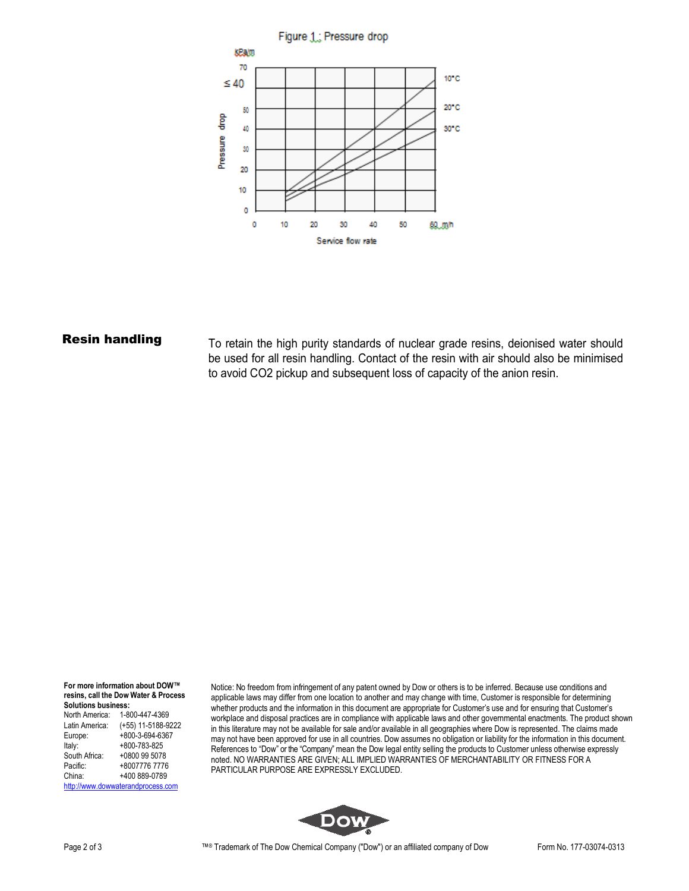Figure 1 : Pressure drop

kPa/m

70

≤ 40

50

40

30

20

10

0

Pressure drop

0 10 20 30 40 50 60 m/h

Service flow rate

10°C

20°C

30°C

## Resin handling

To retain the high purity standards of nuclear grade resins, deionised water should be used for all resin handling. Contact of the resin with air should also be minimised to avoid $CO_2$ pickup and subsequent loss of capacity of the anion resin.

**For more information about DOW™ resins, call the Dow Water & Process Solutions business:**

| | |
|---|---|
| North America: | 1-800-447-4369 |
| Latin America: | (+55) 11-5188-9222 |
| Europe: | +800-3-694-6367 |
| Italy: | +800-783-825 |
| South Africa: | +0800 99 5078 |
| Pacific: | +8007776 7776 |
| China: | +400 889-0789 |

http://www.dowwaterandprocess.com

Notice: No freedom from infringement of any patent owned by Dow or others is to be inferred. Because use conditions and applicable laws may differ from one location to another and may change with time, Customer is responsible for determining whether products and the information in this document are appropriate for Customer's use and for ensuring that Customer's workplace and disposal practices are in compliance with applicable laws and other governmental enactments. The product shown in this literature may not be available for sale and/or available in all geographies where Dow is represented. The claims made may not have been approved for use in all countries. Dow assumes no obligation or liability for the information in this document. References to "Dow" or the "Company" mean the Dow legal entity selling the products to Customer unless otherwise expressly noted. NO WARRANTIES ARE GIVEN; ALL IMPLIED WARRANTIES OF MERCHANTABILITY OR FITNESS FOR A PARTICULAR PURPOSE ARE EXPRESSLY EXCLUDED.

™® Trademark of The Dow Chemical Company ("Dow") or an affiliated company of Dow

Form No. 177-03074-0313